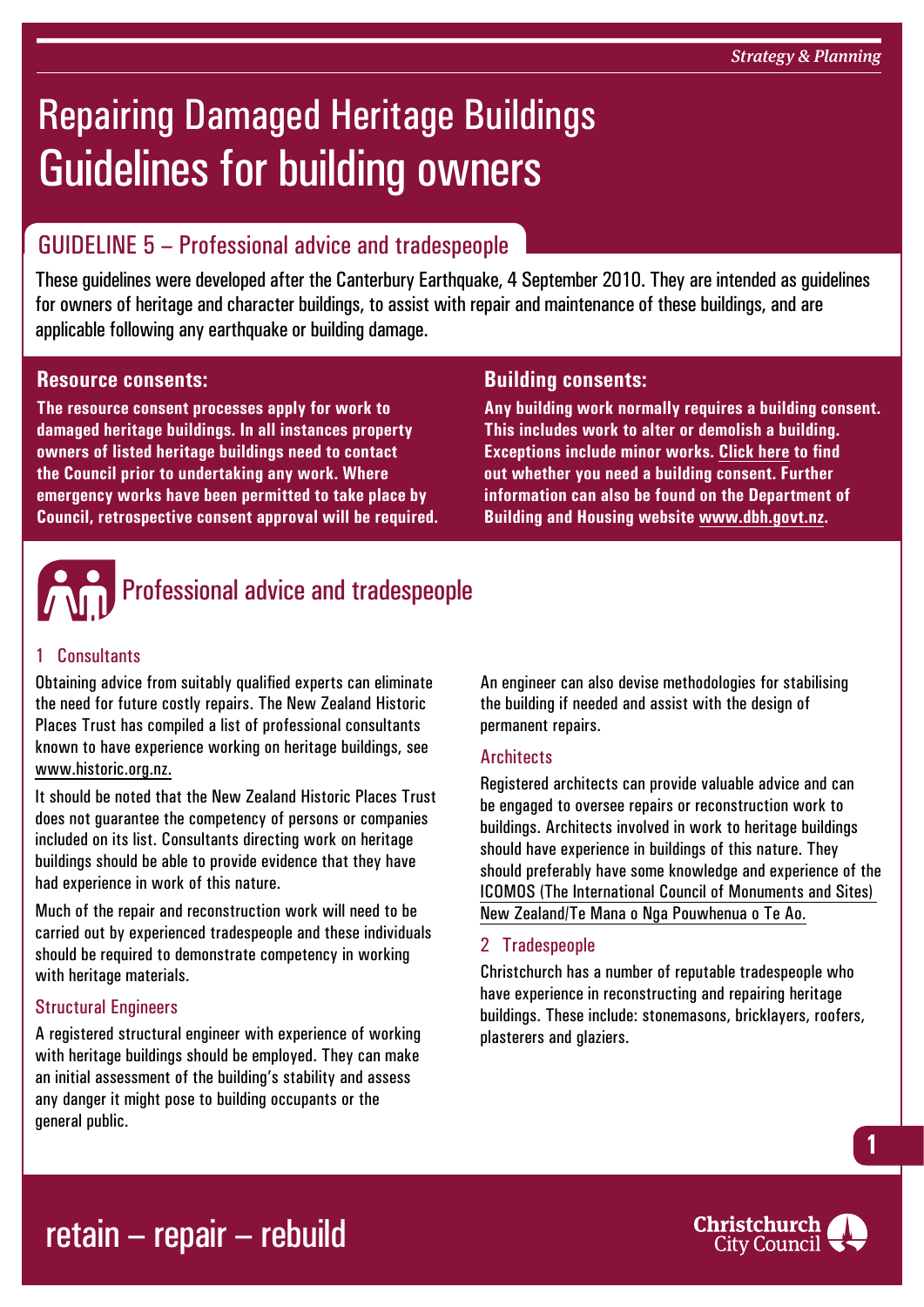*Strategy & Planning*

# Repairing Damaged Heritage Buildings Guidelines for building owners

## GUIDELINE 5 – Professional advice and tradespeople

These guidelines were developed after the Canterbury Earthquake, 4 September 2010. They are intended as guidelines for owners of heritage and character buildings, to assist with repair and maintenance of these buildings, and are applicable following any earthquake or building damage.

### Resource consents:

**The resource consent processes apply for work to damaged heritage buildings. In all instances property owners of listed heritage buildings need to contact the Council prior to undertaking any work. Where emergency works have been permitted to take place by Council, retrospective consent approval will be required.**

### Building consents:

**Any building work normally requires a building consent. This includes work to alter or demolish a building. Exceptions include minor works. Click here to find out whether you need a building consent. Further information can also be found on the Department of Building and Housing website www.dbh.govt.nz.**

## Professional advice and tradespeople

### 1 Consultants

Obtaining advice from suitably qualified experts can eliminate the need for future costly repairs. The New Zealand Historic Places Trust has compiled a list of professional consultants known to have experience working on heritage buildings, see www.historic.org.nz.

It should be noted that the New Zealand Historic Places Trust does not guarantee the competency of persons or companies included on its list. Consultants directing work on heritage buildings should be able to provide evidence that they have had experience in work of this nature.

Much of the repair and reconstruction work will need to be carried out by experienced tradespeople and these individuals should be required to demonstrate competency in working with heritage materials.

#### Structural Engineers

A registered structural engineer with experience of working with heritage buildings should be employed. They can make an initial assessment of the building's stability and assess any danger it might pose to building occupants or the general public.

An engineer can also devise methodologies for stabilising the building if needed and assist with the design of permanent repairs.

#### Architects

Registered architects can provide valuable advice and can be engaged to oversee repairs or reconstruction work to buildings. Architects involved in work to heritage buildings should have experience in buildings of this nature. They should preferably have some knowledge and experience of the ICOMOS (The International Council of Monuments and Sites) New Zealand/Te Mana o Nga Pouwhenua o Te Ao.

### 2 Tradespeople

Christchurch has a number of reputable tradespeople who have experience in reconstructing and repairing heritage buildings. These include: stonemasons, bricklayers, roofers, plasterers and glaziers.

retain – repair – rebuild

Christchurch City Council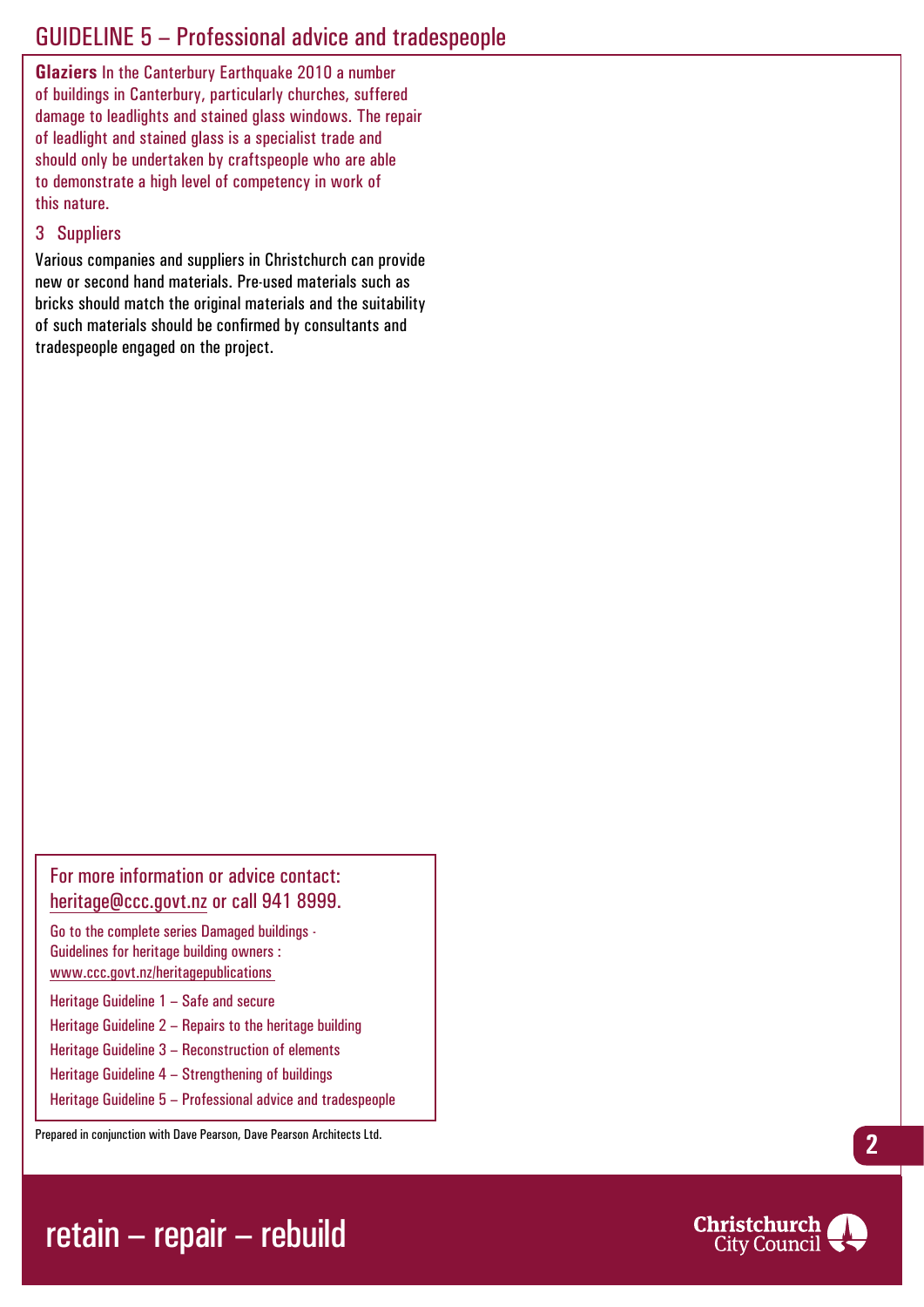# GUIDELINE 5 – Professional advice and tradespeople

**Glaziers** In the Canterbury Earthquake 2010 a number of buildings in Canterbury, particularly churches, suffered damage to leadlights and stained glass windows. The repair of leadlight and stained glass is a specialist trade and should only be undertaken by craftspeople who are able to demonstrate a high level of competency in work of this nature.

## 3 Suppliers

Various companies and suppliers in Christchurch can provide new or second hand materials. Pre-used materials such as bricks should match the original materials and the suitability of such materials should be confirmed by consultants and tradespeople engaged on the project.

For more information or advice contact:
heritage@ccc.govt.nz or call 941 8999.

Go to the complete series Damaged buildings - Guidelines for heritage building owners :
www.ccc.govt.nz/heritagepublications

Heritage Guideline 1 – Safe and secure

Heritage Guideline 2 – Repairs to the heritage building

Heritage Guideline 3 – Reconstruction of elements

Heritage Guideline 4 – Strengthening of buildings

Heritage Guideline 5 – Professional advice and tradespeople

Prepared in conjunction with Dave Pearson, Dave Pearson Architects Ltd.

retain – repair – rebuild

Christchurch City Council